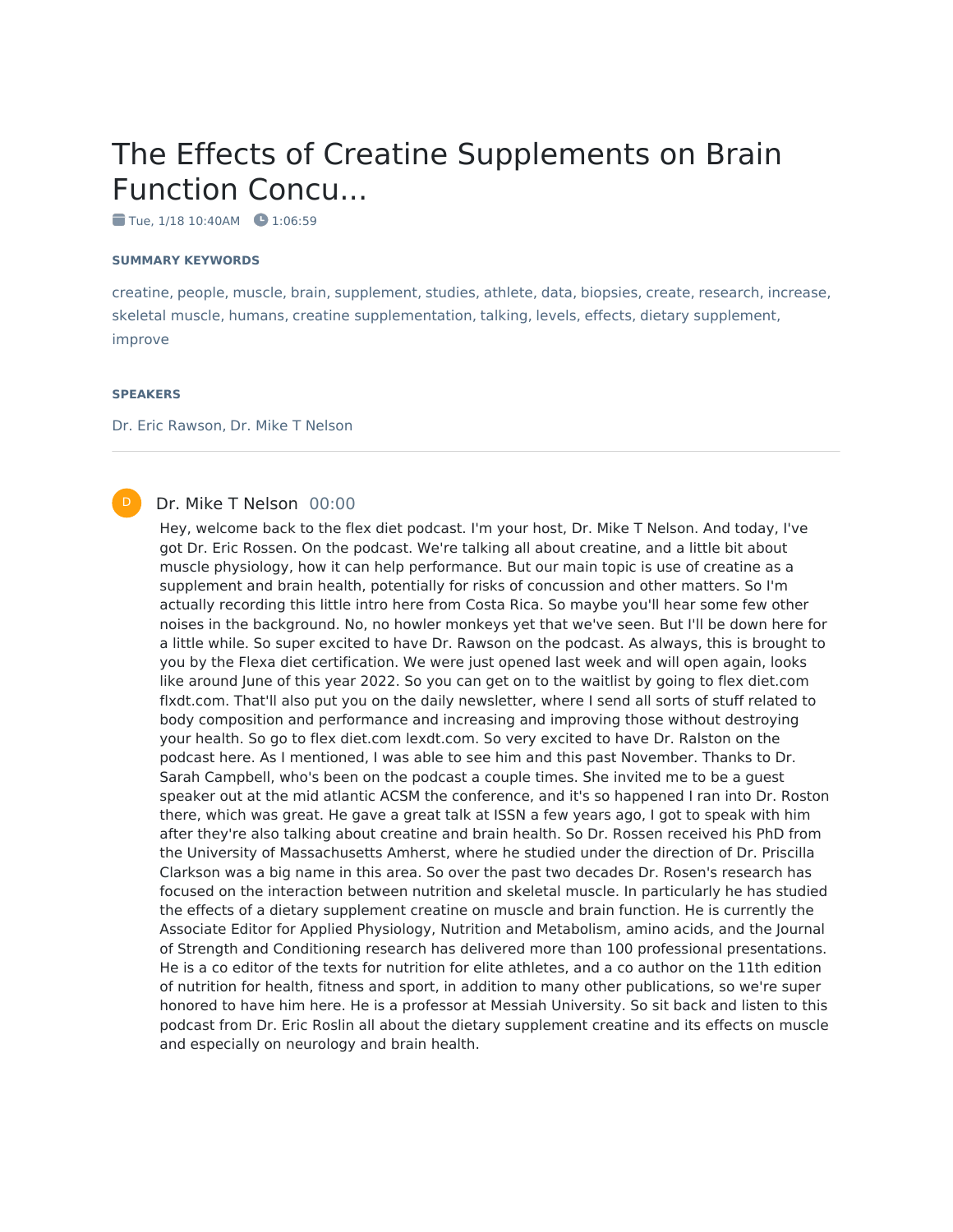# The Effects of Creatine Supplements on Brain Function Concu...

Tue, 1/18 10:40AM 1:06:59

### SUMMARY KEYWORDS

creatine, people, muscle, brain, supplement, studies, athlete, data, biopsies, create, research, increase, skeletal muscle, humans, creatine supplementation, talking, levels, effects, dietary supplement, improve

### SPEAKERS

Dr. Eric Rawson, Dr. Mike T Nelson

---

**Dr. Mike T Nelson** 00:00

Hey, welcome back to the flex diet podcast. I'm your host, Dr. Mike T Nelson. And today, I've got Dr. Eric Rossen. On the podcast. We're talking all about creatine, and a little bit about muscle physiology, how it can help performance. But our main topic is use of creatine as a supplement and brain health, potentially for risks of concussion and other matters. So I'm actually recording this little intro here from Costa Rica. So maybe you'll hear some few other noises in the background. No, no howler monkeys yet that we've seen. But I'll be down here for a little while. So super excited to have Dr. Rawson on the podcast. As always, this is brought to you by the Flexa diet certification. We were just opened last week and will open again, looks like around June of this year 2022. So you can get on to the waitlist by going to flex diet.com flxdt.com. That'll also put you on the daily newsletter, where I send all sorts of stuff related to body composition and performance and increasing and improving those without destroying your health. So go to flex diet.com lexdt.com. So very excited to have Dr. Ralston on the podcast here. As I mentioned, I was able to see him and this past November. Thanks to Dr. Sarah Campbell, who's been on the podcast a couple times. She invited me to be a guest speaker out at the mid atlantic ACSM the conference, and it's so happened I ran into Dr. Roston there, which was great. He gave a great talk at ISSN a few years ago, I got to speak with him after they're also talking about creatine and brain health. So Dr. Rossen received his PhD from the University of Massachusetts Amherst, where he studied under the direction of Dr. Priscilla Clarkson was a big name in this area. So over the past two decades Dr. Rosen's research has focused on the interaction between nutrition and skeletal muscle. In particularly he has studied the effects of a dietary supplement creatine on muscle and brain function. He is currently the Associate Editor for Applied Physiology, Nutrition and Metabolism, amino acids, and the Journal of Strength and Conditioning research has delivered more than 100 professional presentations. He is a co editor of the texts for nutrition for elite athletes, and a co author on the 11th edition of nutrition for health, fitness and sport, in addition to many other publications, so we're super honored to have him here. He is a professor at Messiah University. So sit back and listen to this podcast from Dr. Eric Roslin all about the dietary supplement creatine and its effects on muscle and especially on neurology and brain health.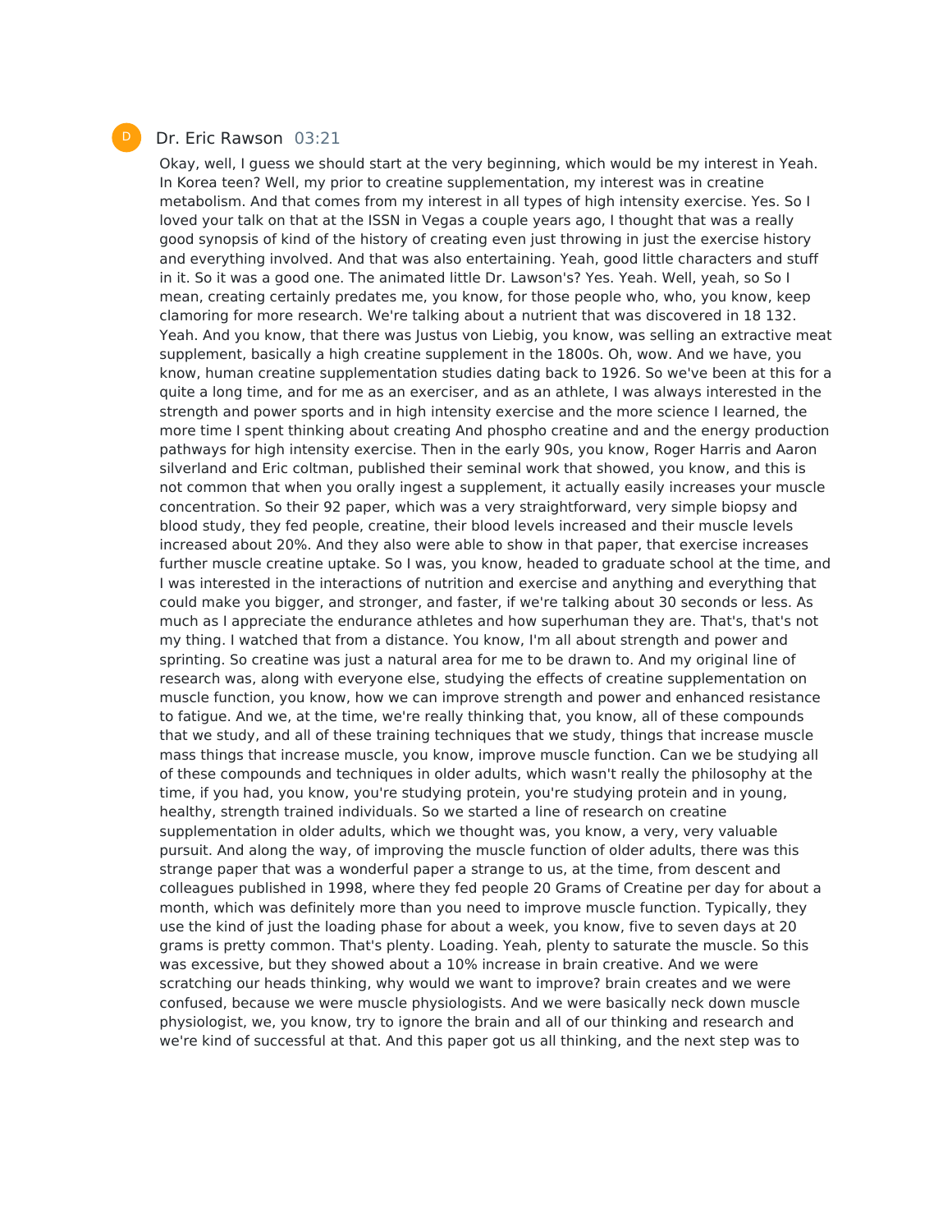D Dr. Eric Rawson 03:21

Okay, well, I guess we should start at the very beginning, which would be my interest in Yeah. In Korea teen? Well, my prior to creatine supplementation, my interest was in creatine metabolism. And that comes from my interest in all types of high intensity exercise. Yes. So I loved your talk on that at the ISSN in Vegas a couple years ago, I thought that was a really good synopsis of kind of the history of creating even just throwing in just the exercise history and everything involved. And that was also entertaining. Yeah, good little characters and stuff in it. So it was a good one. The animated little Dr. Lawson's? Yes. Yeah. Well, yeah, so So I mean, creating certainly predates me, you know, for those people who, who, you know, keep clamoring for more research. We're talking about a nutrient that was discovered in 18 132. Yeah. And you know, that there was Justus von Liebig, you know, was selling an extractive meat supplement, basically a high creatine supplement in the 1800s. Oh, wow. And we have, you know, human creatine supplementation studies dating back to 1926. So we've been at this for a quite a long time, and for me as an exerciser, and as an athlete, I was always interested in the strength and power sports and in high intensity exercise and the more science I learned, the more time I spent thinking about creating And phospho creatine and and the energy production pathways for high intensity exercise. Then in the early 90s, you know, Roger Harris and Aaron silverland and Eric coltman, published their seminal work that showed, you know, and this is not common that when you orally ingest a supplement, it actually easily increases your muscle concentration. So their 92 paper, which was a very straightforward, very simple biopsy and blood study, they fed people, creatine, their blood levels increased and their muscle levels increased about 20%. And they also were able to show in that paper, that exercise increases further muscle creatine uptake. So I was, you know, headed to graduate school at the time, and I was interested in the interactions of nutrition and exercise and anything and everything that could make you bigger, and stronger, and faster, if we're talking about 30 seconds or less. As much as I appreciate the endurance athletes and how superhuman they are. That's, that's not my thing. I watched that from a distance. You know, I'm all about strength and power and sprinting. So creatine was just a natural area for me to be drawn to. And my original line of research was, along with everyone else, studying the effects of creatine supplementation on muscle function, you know, how we can improve strength and power and enhanced resistance to fatigue. And we, at the time, we're really thinking that, you know, all of these compounds that we study, and all of these training techniques that we study, things that increase muscle mass things that increase muscle, you know, improve muscle function. Can we be studying all of these compounds and techniques in older adults, which wasn't really the philosophy at the time, if you had, you know, you're studying protein, you're studying protein and in young, healthy, strength trained individuals. So we started a line of research on creatine supplementation in older adults, which we thought was, you know, a very, very valuable pursuit. And along the way, of improving the muscle function of older adults, there was this strange paper that was a wonderful paper a strange to us, at the time, from descent and colleagues published in 1998, where they fed people 20 Grams of Creatine per day for about a month, which was definitely more than you need to improve muscle function. Typically, they use the kind of just the loading phase for about a week, you know, five to seven days at 20 grams is pretty common. That's plenty. Loading. Yeah, plenty to saturate the muscle. So this was excessive, but they showed about a 10% increase in brain creative. And we were scratching our heads thinking, why would we want to improve? brain creates and we were confused, because we were muscle physiologists. And we were basically neck down muscle physiologist, we, you know, try to ignore the brain and all of our thinking and research and we're kind of successful at that. And this paper got us all thinking, and the next step was to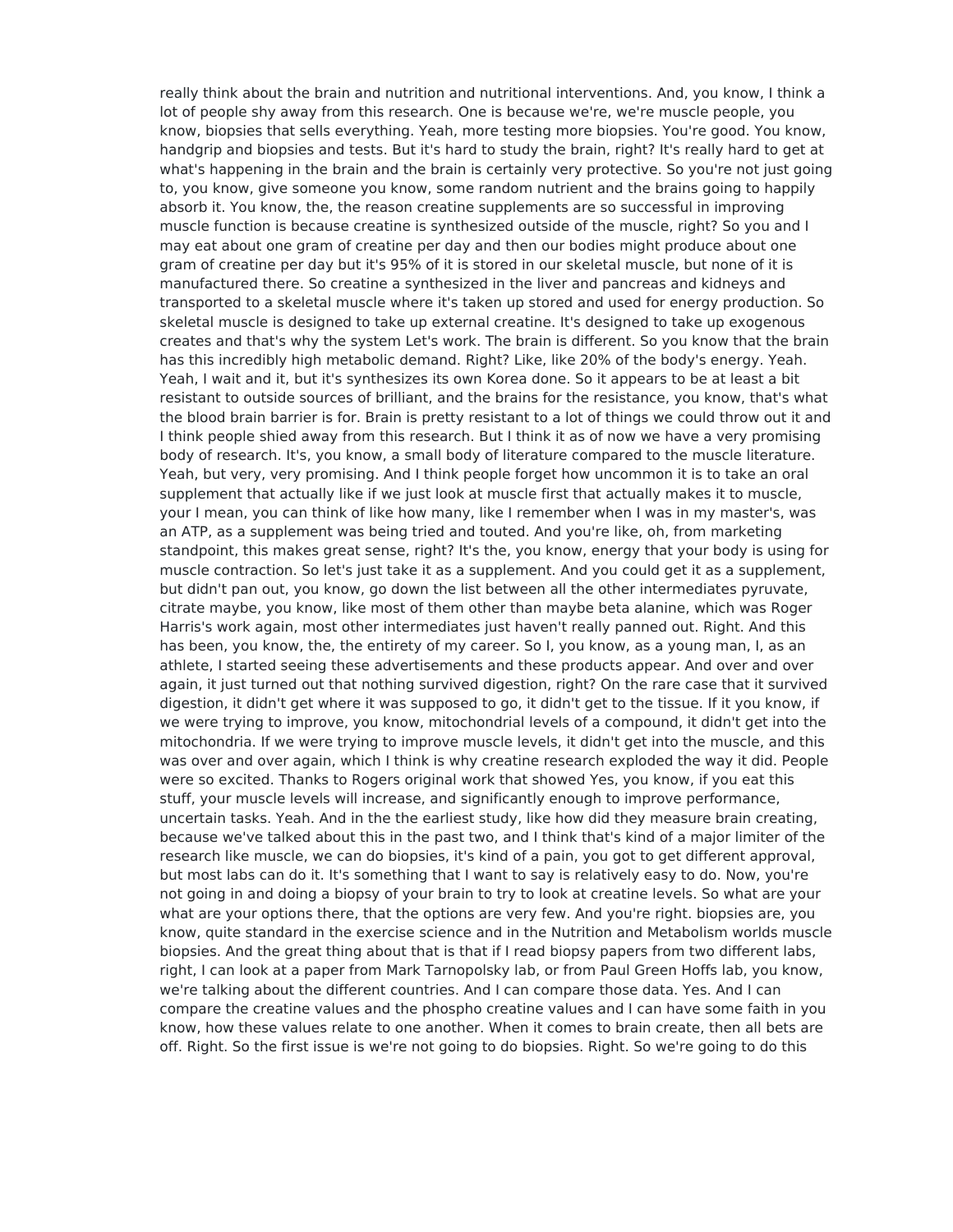really think about the brain and nutrition and nutritional interventions. And, you know, I think a lot of people shy away from this research. One is because we're, we're muscle people, you know, biopsies that sells everything. Yeah, more testing more biopsies. You're good. You know, handgrip and biopsies and tests. But it's hard to study the brain, right? It's really hard to get at what's happening in the brain and the brain is certainly very protective. So you're not just going to, you know, give someone you know, some random nutrient and the brains going to happily absorb it. You know, the, the reason creatine supplements are so successful in improving muscle function is because creatine is synthesized outside of the muscle, right? So you and I may eat about one gram of creatine per day and then our bodies might produce about one gram of creatine per day but it's 95% of it is stored in our skeletal muscle, but none of it is manufactured there. So creatine a synthesized in the liver and pancreas and kidneys and transported to a skeletal muscle where it's taken up stored and used for energy production. So skeletal muscle is designed to take up external creatine. It's designed to take up exogenous creates and that's why the system Let's work. The brain is different. So you know that the brain has this incredibly high metabolic demand. Right? Like, like 20% of the body's energy. Yeah. Yeah, I wait and it, but it's synthesizes its own Korea done. So it appears to be at least a bit resistant to outside sources of brilliant, and the brains for the resistance, you know, that's what the blood brain barrier is for. Brain is pretty resistant to a lot of things we could throw out it and I think people shied away from this research. But I think it as of now we have a very promising body of research. It's, you know, a small body of literature compared to the muscle literature. Yeah, but very, very promising. And I think people forget how uncommon it is to take an oral supplement that actually like if we just look at muscle first that actually makes it to muscle, your I mean, you can think of like how many, like I remember when I was in my master's, was an ATP, as a supplement was being tried and touted. And you're like, oh, from marketing standpoint, this makes great sense, right? It's the, you know, energy that your body is using for muscle contraction. So let's just take it as a supplement. And you could get it as a supplement, but didn't pan out, you know, go down the list between all the other intermediates pyruvate, citrate maybe, you know, like most of them other than maybe beta alanine, which was Roger Harris's work again, most other intermediates just haven't really panned out. Right. And this has been, you know, the, the entirety of my career. So I, you know, as a young man, I, as an athlete, I started seeing these advertisements and these products appear. And over and over again, it just turned out that nothing survived digestion, right? On the rare case that it survived digestion, it didn't get where it was supposed to go, it didn't get to the tissue. If it you know, if we were trying to improve, you know, mitochondrial levels of a compound, it didn't get into the mitochondria. If we were trying to improve muscle levels, it didn't get into the muscle, and this was over and over again, which I think is why creatine research exploded the way it did. People were so excited. Thanks to Rogers original work that showed Yes, you know, if you eat this stuff, your muscle levels will increase, and significantly enough to improve performance, uncertain tasks. Yeah. And in the the earliest study, like how did they measure brain creating, because we've talked about this in the past two, and I think that's kind of a major limiter of the research like muscle, we can do biopsies, it's kind of a pain, you got to get different approval, but most labs can do it. It's something that I want to say is relatively easy to do. Now, you're not going in and doing a biopsy of your brain to try to look at creatine levels. So what are your what are your options there, that the options are very few. And you're right. biopsies are, you know, quite standard in the exercise science and in the Nutrition and Metabolism worlds muscle biopsies. And the great thing about that is that if I read biopsy papers from two different labs, right, I can look at a paper from Mark Tarnopolsky lab, or from Paul Green Hoffs lab, you know, we're talking about the different countries. And I can compare those data. Yes. And I can compare the creatine values and the phospho creatine values and I can have some faith in you know, how these values relate to one another. When it comes to brain create, then all bets are off. Right. So the first issue is we're not going to do biopsies. Right. So we're going to do this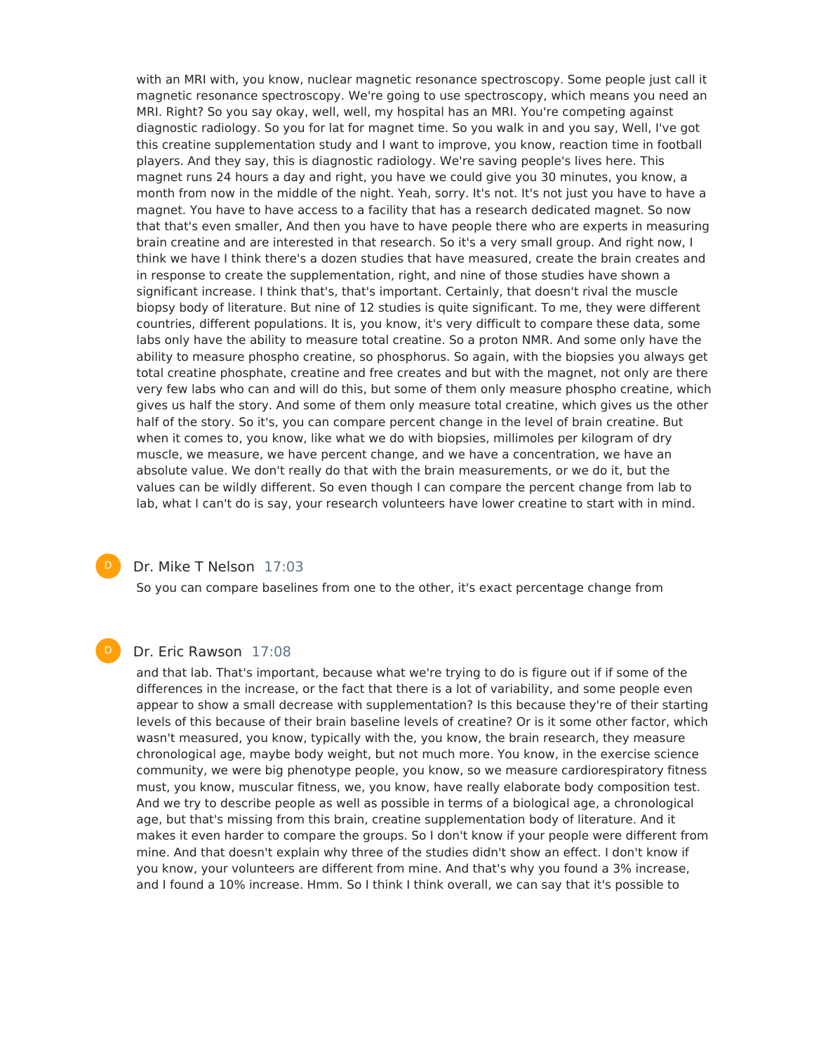with an MRI with, you know, nuclear magnetic resonance spectroscopy. Some people just call it magnetic resonance spectroscopy. We're going to use spectroscopy, which means you need an MRI. Right? So you say okay, well, well, my hospital has an MRI. You're competing against diagnostic radiology. So you for lat for magnet time. So you walk in and you say, Well, I've got this creatine supplementation study and I want to improve, you know, reaction time in football players. And they say, this is diagnostic radiology. We're saving people's lives here. This magnet runs 24 hours a day and right, you have we could give you 30 minutes, you know, a month from now in the middle of the night. Yeah, sorry. It's not. It's not just you have to have a magnet. You have to have access to a facility that has a research dedicated magnet. So now that that's even smaller, And then you have to have people there who are experts in measuring brain creatine and are interested in that research. So it's a very small group. And right now, I think we have I think there's a dozen studies that have measured, create the brain creates and in response to create the supplementation, right, and nine of those studies have shown a significant increase. I think that's, that's important. Certainly, that doesn't rival the muscle biopsy body of literature. But nine of 12 studies is quite significant. To me, they were different countries, different populations. It is, you know, it's very difficult to compare these data, some labs only have the ability to measure total creatine. So a proton NMR. And some only have the ability to measure phospho creatine, so phosphorus. So again, with the biopsies you always get total creatine phosphate, creatine and free creates and but with the magnet, not only are there very few labs who can and will do this, but some of them only measure phospho creatine, which gives us half the story. And some of them only measure total creatine, which gives us the other half of the story. So it's, you can compare percent change in the level of brain creatine. But when it comes to, you know, like what we do with biopsies, millimoles per kilogram of dry muscle, we measure, we have percent change, and we have a concentration, we have an absolute value. We don't really do that with the brain measurements, or we do it, but the values can be wildly different. So even though I can compare the percent change from lab to lab, what I can't do is say, your research volunteers have lower creatine to start with in mind.

D Dr. Mike T Nelson 17:03

So you can compare baselines from one to the other, it's exact percentage change from

D Dr. Eric Rawson 17:08

and that lab. That's important, because what we're trying to do is figure out if if some of the differences in the increase, or the fact that there is a lot of variability, and some people even appear to show a small decrease with supplementation? Is this because they're of their starting levels of this because of their brain baseline levels of creatine? Or is it some other factor, which wasn't measured, you know, typically with the, you know, the brain research, they measure chronological age, maybe body weight, but not much more. You know, in the exercise science community, we were big phenotype people, you know, so we measure cardiorespiratory fitness must, you know, muscular fitness, we, you know, have really elaborate body composition test. And we try to describe people as well as possible in terms of a biological age, a chronological age, but that's missing from this brain, creatine supplementation body of literature. And it makes it even harder to compare the groups. So I don't know if your people were different from mine. And that doesn't explain why three of the studies didn't show an effect. I don't know if you know, your volunteers are different from mine. And that's why you found a 3% increase, and I found a 10% increase. Hmm. So I think I think overall, we can say that it's possible to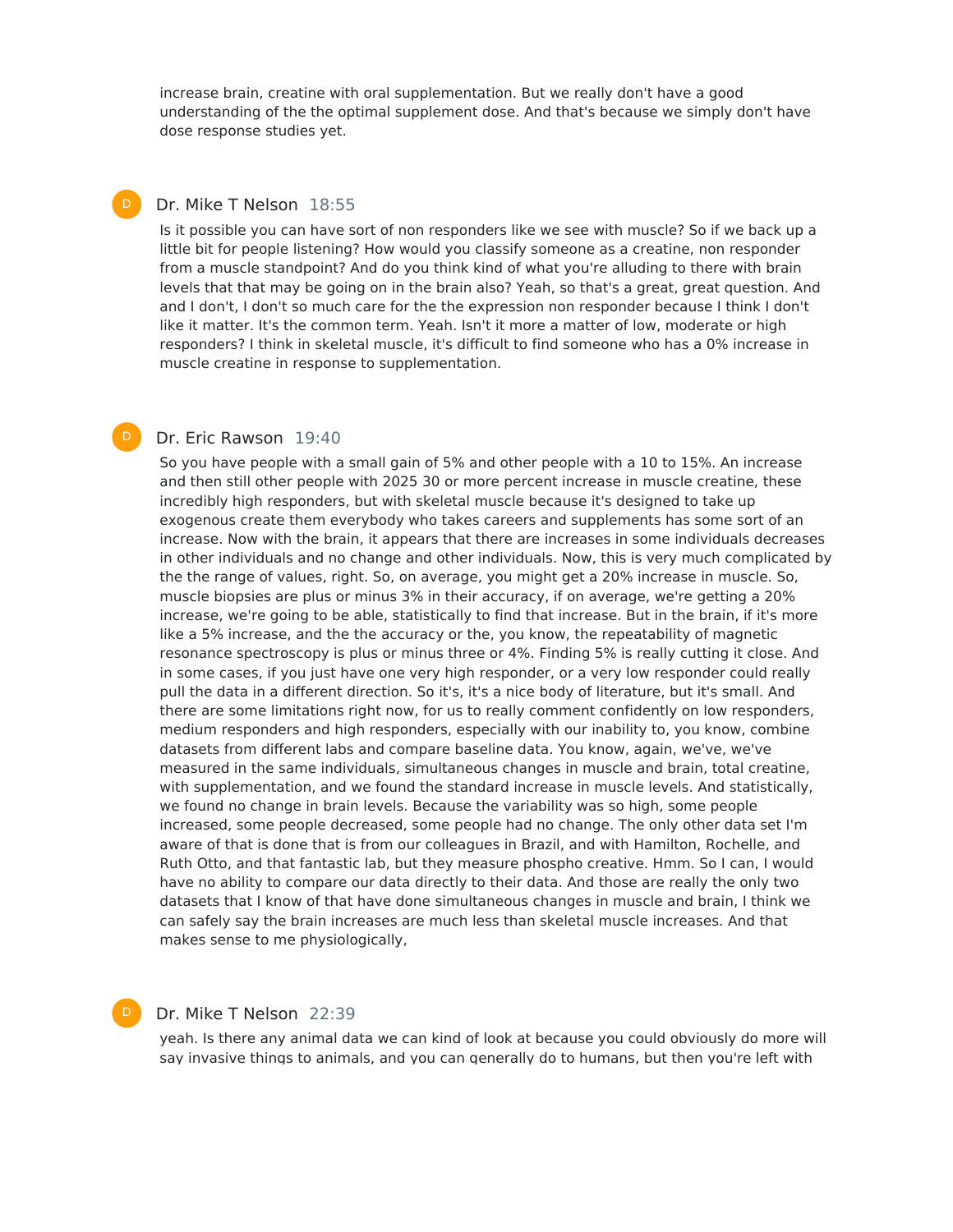increase brain, creatine with oral supplementation. But we really don't have a good understanding of the the optimal supplement dose. And that's because we simply don't have dose response studies yet.

**Dr. Mike T Nelson** 18:55

Is it possible you can have sort of non responders like we see with muscle? So if we back up a little bit for people listening? How would you classify someone as a creatine, non responder from a muscle standpoint? And do you think kind of what you're alluding to there with brain levels that that may be going on in the brain also? Yeah, so that's a great, great question. And and I don't, I don't so much care for the the expression non responder because I think I don't like it matter. It's the common term. Yeah. Isn't it more a matter of low, moderate or high responders? I think in skeletal muscle, it's difficult to find someone who has a 0% increase in muscle creatine in response to supplementation.

**Dr. Eric Rawson** 19:40

So you have people with a small gain of 5% and other people with a 10 to 15%. An increase and then still other people with 2025 30 or more percent increase in muscle creatine, these incredibly high responders, but with skeletal muscle because it's designed to take up exogenous create them everybody who takes careers and supplements has some sort of an increase. Now with the brain, it appears that there are increases in some individuals decreases in other individuals and no change and other individuals. Now, this is very much complicated by the the range of values, right. So, on average, you might get a 20% increase in muscle. So, muscle biopsies are plus or minus 3% in their accuracy, if on average, we're getting a 20% increase, we're going to be able, statistically to find that increase. But in the brain, if it's more like a 5% increase, and the the accuracy or the, you know, the repeatability of magnetic resonance spectroscopy is plus or minus three or 4%. Finding 5% is really cutting it close. And in some cases, if you just have one very high responder, or a very low responder could really pull the data in a different direction. So it's, it's a nice body of literature, but it's small. And there are some limitations right now, for us to really comment confidently on low responders, medium responders and high responders, especially with our inability to, you know, combine datasets from different labs and compare baseline data. You know, again, we've, we've measured in the same individuals, simultaneous changes in muscle and brain, total creatine, with supplementation, and we found the standard increase in muscle levels. And statistically, we found no change in brain levels. Because the variability was so high, some people increased, some people decreased, some people had no change. The only other data set I'm aware of that is done that is from our colleagues in Brazil, and with Hamilton, Rochelle, and Ruth Otto, and that fantastic lab, but they measure phospho creative. Hmm. So I can, I would have no ability to compare our data directly to their data. And those are really the only two datasets that I know of that have done simultaneous changes in muscle and brain, I think we can safely say the brain increases are much less than skeletal muscle increases. And that makes sense to me physiologically,

**Dr. Mike T Nelson** 22:39

yeah. Is there any animal data we can kind of look at because you could obviously do more will say invasive things to animals, and you can generally do to humans, but then you're left with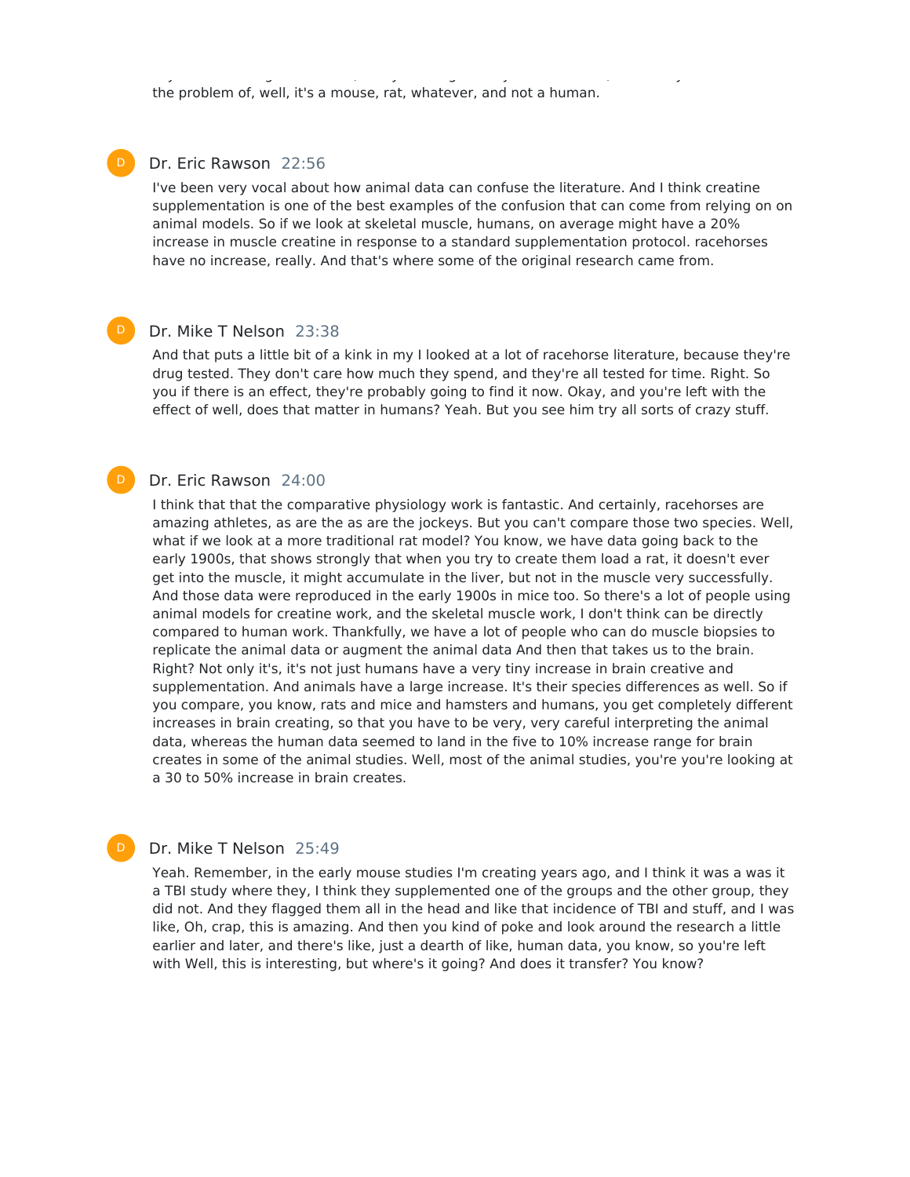the problem of, well, it's a mouse, rat, whatever, and not a human.

**Dr. Eric Rawson** 22:56

I've been very vocal about how animal data can confuse the literature. And I think creatine supplementation is one of the best examples of the confusion that can come from relying on on animal models. So if we look at skeletal muscle, humans, on average might have a 20% increase in muscle creatine in response to a standard supplementation protocol. racehorses have no increase, really. And that's where some of the original research came from.

**Dr. Mike T Nelson** 23:38

And that puts a little bit of a kink in my I looked at a lot of racehorse literature, because they're drug tested. They don't care how much they spend, and they're all tested for time. Right. So you if there is an effect, they're probably going to find it now. Okay, and you're left with the effect of well, does that matter in humans? Yeah. But you see him try all sorts of crazy stuff.

**Dr. Eric Rawson** 24:00

I think that that the comparative physiology work is fantastic. And certainly, racehorses are amazing athletes, as are the as are the jockeys. But you can't compare those two species. Well, what if we look at a more traditional rat model? You know, we have data going back to the early 1900s, that shows strongly that when you try to create them load a rat, it doesn't ever get into the muscle, it might accumulate in the liver, but not in the muscle very successfully. And those data were reproduced in the early 1900s in mice too. So there's a lot of people using animal models for creatine work, and the skeletal muscle work, I don't think can be directly compared to human work. Thankfully, we have a lot of people who can do muscle biopsies to replicate the animal data or augment the animal data And then that takes us to the brain. Right? Not only it's, it's not just humans have a very tiny increase in brain creative and supplementation. And animals have a large increase. It's their species differences as well. So if you compare, you know, rats and mice and hamsters and humans, you get completely different increases in brain creating, so that you have to be very, very careful interpreting the animal data, whereas the human data seemed to land in the five to 10% increase range for brain creates in some of the animal studies. Well, most of the animal studies, you're you're looking at a 30 to 50% increase in brain creates.

**Dr. Mike T Nelson** 25:49

Yeah. Remember, in the early mouse studies I'm creating years ago, and I think it was a was it a TBI study where they, I think they supplemented one of the groups and the other group, they did not. And they flagged them all in the head and like that incidence of TBI and stuff, and I was like, Oh, crap, this is amazing. And then you kind of poke and look around the research a little earlier and later, and there's like, just a dearth of like, human data, you know, so you're left with Well, this is interesting, but where's it going? And does it transfer? You know?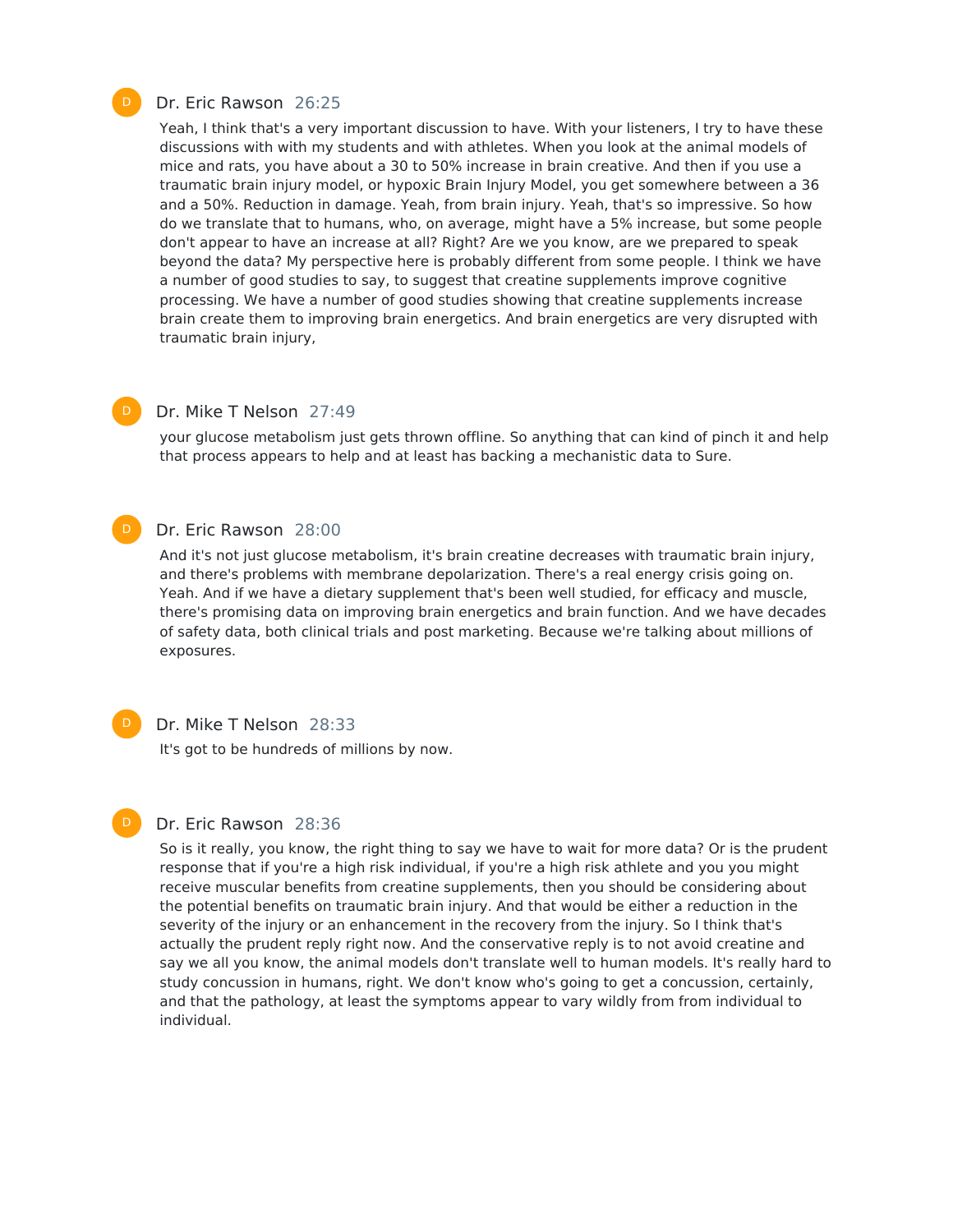Dr. Eric Rawson 26:25

Yeah, I think that's a very important discussion to have. With your listeners, I try to have these discussions with with my students and with athletes. When you look at the animal models of mice and rats, you have about a 30 to 50% increase in brain creative. And then if you use a traumatic brain injury model, or hypoxic Brain Injury Model, you get somewhere between a 36 and a 50%. Reduction in damage. Yeah, from brain injury. Yeah, that's so impressive. So how do we translate that to humans, who, on average, might have a 5% increase, but some people don't appear to have an increase at all? Right? Are we you know, are we prepared to speak beyond the data? My perspective here is probably different from some people. I think we have a number of good studies to say, to suggest that creatine supplements improve cognitive processing. We have a number of good studies showing that creatine supplements increase brain create them to improving brain energetics. And brain energetics are very disrupted with traumatic brain injury,

Dr. Mike T Nelson 27:49

your glucose metabolism just gets thrown offline. So anything that can kind of pinch it and help that process appears to help and at least has backing a mechanistic data to Sure.

Dr. Eric Rawson 28:00

And it's not just glucose metabolism, it's brain creatine decreases with traumatic brain injury, and there's problems with membrane depolarization. There's a real energy crisis going on. Yeah. And if we have a dietary supplement that's been well studied, for efficacy and muscle, there's promising data on improving brain energetics and brain function. And we have decades of safety data, both clinical trials and post marketing. Because we're talking about millions of exposures.

Dr. Mike T Nelson 28:33

It's got to be hundreds of millions by now.

Dr. Eric Rawson 28:36

So is it really, you know, the right thing to say we have to wait for more data? Or is the prudent response that if you're a high risk individual, if you're a high risk athlete and you you might receive muscular benefits from creatine supplements, then you should be considering about the potential benefits on traumatic brain injury. And that would be either a reduction in the severity of the injury or an enhancement in the recovery from the injury. So I think that's actually the prudent reply right now. And the conservative reply is to not avoid creatine and say we all you know, the animal models don't translate well to human models. It's really hard to study concussion in humans, right. We don't know who's going to get a concussion, certainly, and that the pathology, at least the symptoms appear to vary wildly from from individual to individual.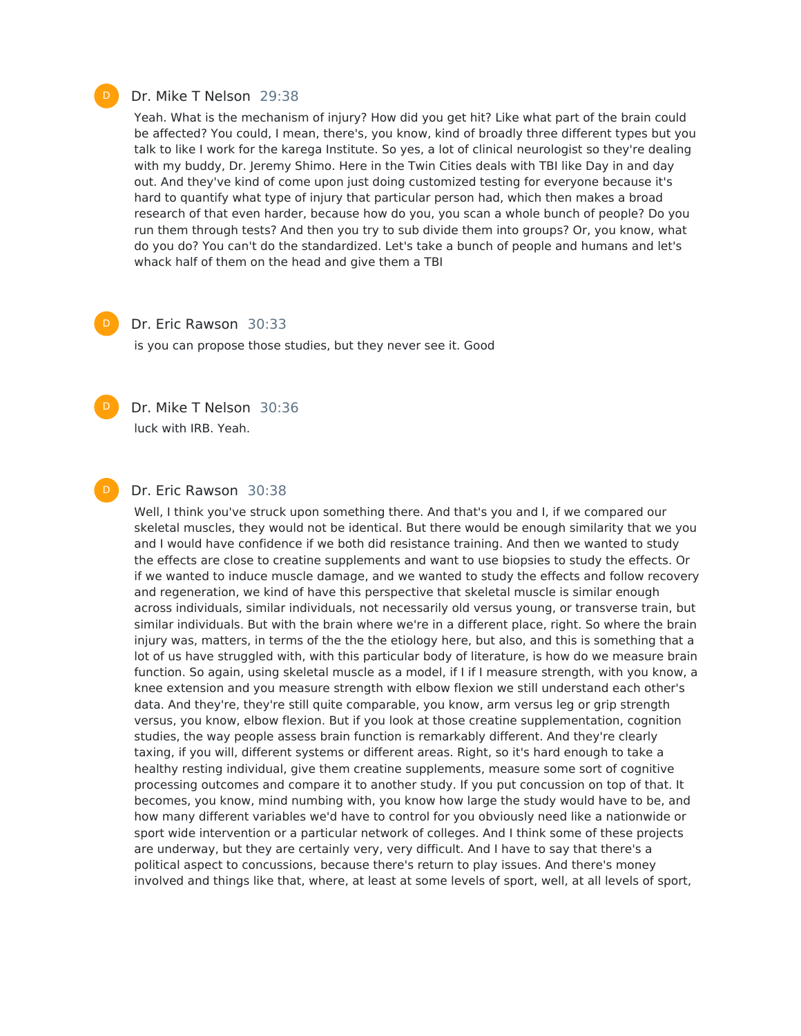Dr. Mike T Nelson 29:38

Yeah. What is the mechanism of injury? How did you get hit? Like what part of the brain could be affected? You could, I mean, there's, you know, kind of broadly three different types but you talk to like I work for the karega Institute. So yes, a lot of clinical neurologist so they're dealing with my buddy, Dr. Jeremy Shimo. Here in the Twin Cities deals with TBI like Day in and day out. And they've kind of come upon just doing customized testing for everyone because it's hard to quantify what type of injury that particular person had, which then makes a broad research of that even harder, because how do you, you scan a whole bunch of people? Do you run them through tests? And then you try to sub divide them into groups? Or, you know, what do you do? You can't do the standardized. Let's take a bunch of people and humans and let's whack half of them on the head and give them a TBI

Dr. Eric Rawson 30:33

is you can propose those studies, but they never see it. Good

Dr. Mike T Nelson 30:36

luck with IRB. Yeah.

Dr. Eric Rawson 30:38

Well, I think you've struck upon something there. And that's you and I, if we compared our skeletal muscles, they would not be identical. But there would be enough similarity that we you and I would have confidence if we both did resistance training. And then we wanted to study the effects are close to creatine supplements and want to use biopsies to study the effects. Or if we wanted to induce muscle damage, and we wanted to study the effects and follow recovery and regeneration, we kind of have this perspective that skeletal muscle is similar enough across individuals, similar individuals, not necessarily old versus young, or transverse train, but similar individuals. But with the brain where we're in a different place, right. So where the brain injury was, matters, in terms of the the the etiology here, but also, and this is something that a lot of us have struggled with, with this particular body of literature, is how do we measure brain function. So again, using skeletal muscle as a model, if I if I measure strength, with you know, a knee extension and you measure strength with elbow flexion we still understand each other's data. And they're, they're still quite comparable, you know, arm versus leg or grip strength versus, you know, elbow flexion. But if you look at those creatine supplementation, cognition studies, the way people assess brain function is remarkably different. And they're clearly taxing, if you will, different systems or different areas. Right, so it's hard enough to take a healthy resting individual, give them creatine supplements, measure some sort of cognitive processing outcomes and compare it to another study. If you put concussion on top of that. It becomes, you know, mind numbing with, you know how large the study would have to be, and how many different variables we'd have to control for you obviously need like a nationwide or sport wide intervention or a particular network of colleges. And I think some of these projects are underway, but they are certainly very, very difficult. And I have to say that there's a political aspect to concussions, because there's return to play issues. And there's money involved and things like that, where, at least at some levels of sport, well, at all levels of sport,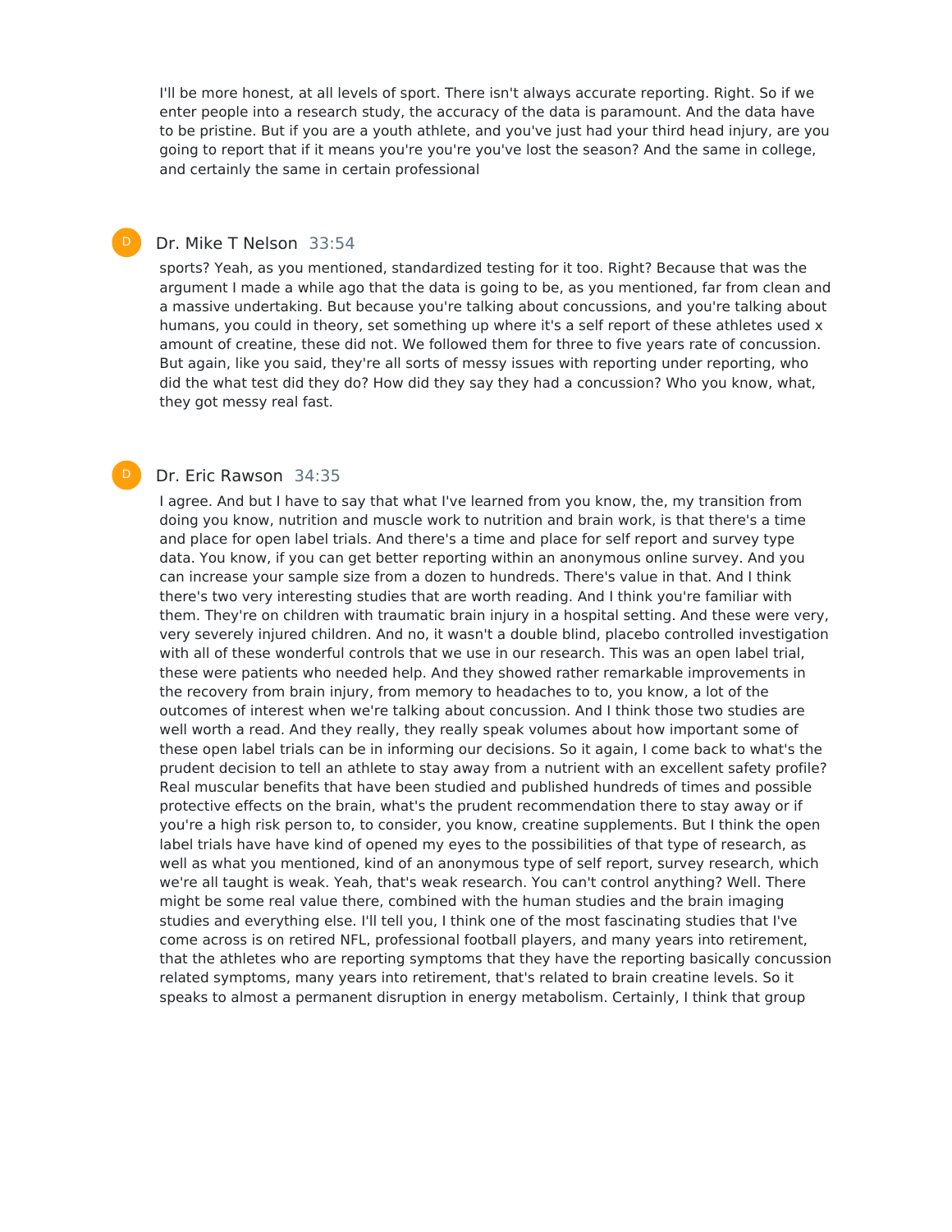I'll be more honest, at all levels of sport. There isn't always accurate reporting. Right. So if we enter people into a research study, the accuracy of the data is paramount. And the data have to be pristine. But if you are a youth athlete, and you've just had your third head injury, are you going to report that if it means you're you're you've lost the season? And the same in college, and certainly the same in certain professional

**Dr. Mike T Nelson** 33:54

sports? Yeah, as you mentioned, standardized testing for it too. Right? Because that was the argument I made a while ago that the data is going to be, as you mentioned, far from clean and a massive undertaking. But because you're talking about concussions, and you're talking about humans, you could in theory, set something up where it's a self report of these athletes used x amount of creatine, these did not. We followed them for three to five years rate of concussion. But again, like you said, they're all sorts of messy issues with reporting under reporting, who did the what test did they do? How did they say they had a concussion? Who you know, what, they got messy real fast.

**Dr. Eric Rawson** 34:35

I agree. And but I have to say that what I've learned from you know, the, my transition from doing you know, nutrition and muscle work to nutrition and brain work, is that there's a time and place for open label trials. And there's a time and place for self report and survey type data. You know, if you can get better reporting within an anonymous online survey. And you can increase your sample size from a dozen to hundreds. There's value in that. And I think there's two very interesting studies that are worth reading. And I think you're familiar with them. They're on children with traumatic brain injury in a hospital setting. And these were very, very severely injured children. And no, it wasn't a double blind, placebo controlled investigation with all of these wonderful controls that we use in our research. This was an open label trial, these were patients who needed help. And they showed rather remarkable improvements in the recovery from brain injury, from memory to headaches to to, you know, a lot of the outcomes of interest when we're talking about concussion. And I think those two studies are well worth a read. And they really, they really speak volumes about how important some of these open label trials can be in informing our decisions. So it again, I come back to what's the prudent decision to tell an athlete to stay away from a nutrient with an excellent safety profile? Real muscular benefits that have been studied and published hundreds of times and possible protective effects on the brain, what's the prudent recommendation there to stay away or if you're a high risk person to, to consider, you know, creatine supplements. But I think the open label trials have have kind of opened my eyes to the possibilities of that type of research, as well as what you mentioned, kind of an anonymous type of self report, survey research, which we're all taught is weak. Yeah, that's weak research. You can't control anything? Well. There might be some real value there, combined with the human studies and the brain imaging studies and everything else. I'll tell you, I think one of the most fascinating studies that I've come across is on retired NFL, professional football players, and many years into retirement, that the athletes who are reporting symptoms that they have the reporting basically concussion related symptoms, many years into retirement, that's related to brain creatine levels. So it speaks to almost a permanent disruption in energy metabolism. Certainly, I think that group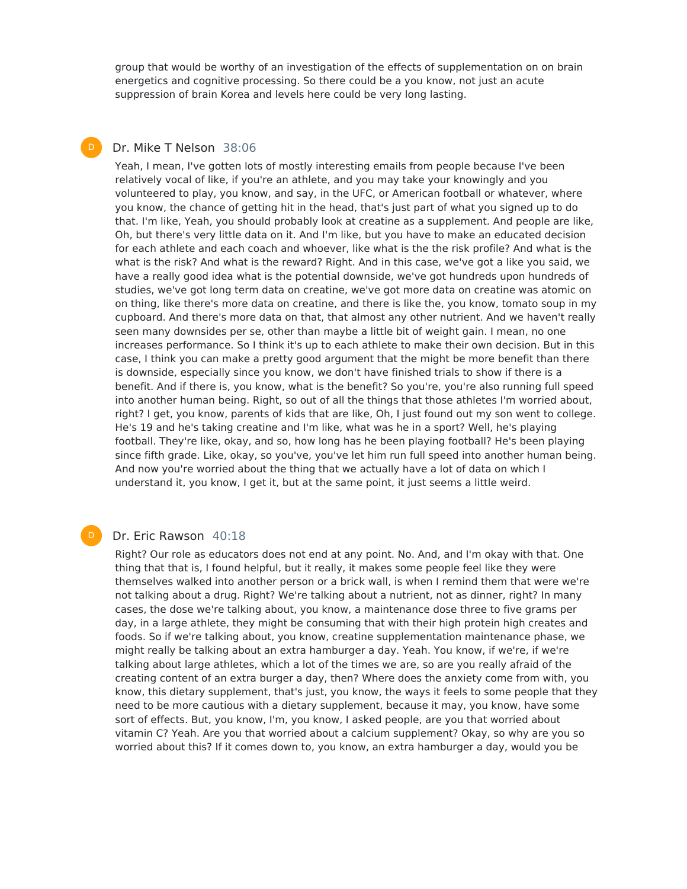group that would be worthy of an investigation of the effects of supplementation on on brain energetics and cognitive processing. So there could be a you know, not just an acute suppression of brain Korea and levels here could be very long lasting.

D Dr. Mike T Nelson 38:06

Yeah, I mean, I've gotten lots of mostly interesting emails from people because I've been relatively vocal of like, if you're an athlete, and you may take your knowingly and you volunteered to play, you know, and say, in the UFC, or American football or whatever, where you know, the chance of getting hit in the head, that's just part of what you signed up to do that. I'm like, Yeah, you should probably look at creatine as a supplement. And people are like, Oh, but there's very little data on it. And I'm like, but you have to make an educated decision for each athlete and each coach and whoever, like what is the the risk profile? And what is the what is the risk? And what is the reward? Right. And in this case, we've got a like you said, we have a really good idea what is the potential downside, we've got hundreds upon hundreds of studies, we've got long term data on creatine, we've got more data on creatine was atomic on on thing, like there's more data on creatine, and there is like the, you know, tomato soup in my cupboard. And there's more data on that, that almost any other nutrient. And we haven't really seen many downsides per se, other than maybe a little bit of weight gain. I mean, no one increases performance. So I think it's up to each athlete to make their own decision. But in this case, I think you can make a pretty good argument that the might be more benefit than there is downside, especially since you know, we don't have finished trials to show if there is a benefit. And if there is, you know, what is the benefit? So you're, you're also running full speed into another human being. Right, so out of all the things that those athletes I'm worried about, right? I get, you know, parents of kids that are like, Oh, I just found out my son went to college. He's 19 and he's taking creatine and I'm like, what was he in a sport? Well, he's playing football. They're like, okay, and so, how long has he been playing football? He's been playing since fifth grade. Like, okay, so you've, you've let him run full speed into another human being. And now you're worried about the thing that we actually have a lot of data on which I understand it, you know, I get it, but at the same point, it just seems a little weird.

D Dr. Eric Rawson 40:18

Right? Our role as educators does not end at any point. No. And, and I'm okay with that. One thing that that is, I found helpful, but it really, it makes some people feel like they were themselves walked into another person or a brick wall, is when I remind them that were we're not talking about a drug. Right? We're talking about a nutrient, not as dinner, right? In many cases, the dose we're talking about, you know, a maintenance dose three to five grams per day, in a large athlete, they might be consuming that with their high protein high creates and foods. So if we're talking about, you know, creatine supplementation maintenance phase, we might really be talking about an extra hamburger a day. Yeah. You know, if we're, if we're talking about large athletes, which a lot of the times we are, so are you really afraid of the creating content of an extra burger a day, then? Where does the anxiety come from with, you know, this dietary supplement, that's just, you know, the ways it feels to some people that they need to be more cautious with a dietary supplement, because it may, you know, have some sort of effects. But, you know, I'm, you know, I asked people, are you that worried about vitamin C? Yeah. Are you that worried about a calcium supplement? Okay, so why are you so worried about this? If it comes down to, you know, an extra hamburger a day, would you be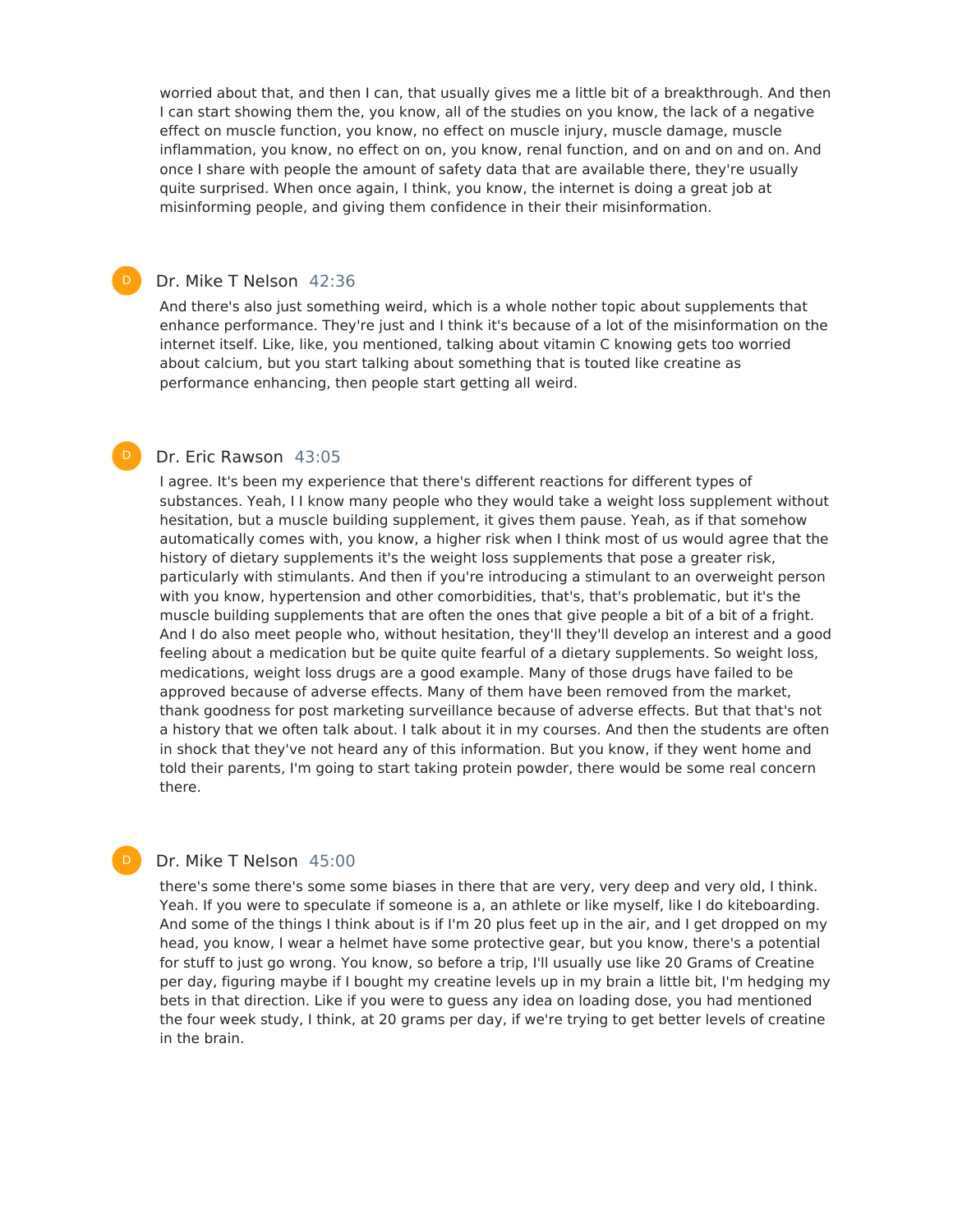worried about that, and then I can, that usually gives me a little bit of a breakthrough. And then I can start showing them the, you know, all of the studies on you know, the lack of a negative effect on muscle function, you know, no effect on muscle injury, muscle damage, muscle inflammation, you know, no effect on on, you know, renal function, and on and on and on. And once I share with people the amount of safety data that are available there, they're usually quite surprised. When once again, I think, you know, the internet is doing a great job at misinforming people, and giving them confidence in their their misinformation.

D **Dr. Mike T Nelson** 42:36

And there's also just something weird, which is a whole nother topic about supplements that enhance performance. They're just and I think it's because of a lot of the misinformation on the internet itself. Like, like, you mentioned, talking about vitamin C knowing gets too worried about calcium, but you start talking about something that is touted like creatine as performance enhancing, then people start getting all weird.

D **Dr. Eric Rawson** 43:05

I agree. It's been my experience that there's different reactions for different types of substances. Yeah, I I know many people who they would take a weight loss supplement without hesitation, but a muscle building supplement, it gives them pause. Yeah, as if that somehow automatically comes with, you know, a higher risk when I think most of us would agree that the history of dietary supplements it's the weight loss supplements that pose a greater risk, particularly with stimulants. And then if you're introducing a stimulant to an overweight person with you know, hypertension and other comorbidities, that's, that's problematic, but it's the muscle building supplements that are often the ones that give people a bit of a bit of a fright. And I do also meet people who, without hesitation, they'll they'll develop an interest and a good feeling about a medication but be quite quite fearful of a dietary supplements. So weight loss, medications, weight loss drugs are a good example. Many of those drugs have failed to be approved because of adverse effects. Many of them have been removed from the market, thank goodness for post marketing surveillance because of adverse effects. But that that's not a history that we often talk about. I talk about it in my courses. And then the students are often in shock that they've not heard any of this information. But you know, if they went home and told their parents, I'm going to start taking protein powder, there would be some real concern there.

D **Dr. Mike T Nelson** 45:00

there's some there's some some biases in there that are very, very deep and very old, I think. Yeah. If you were to speculate if someone is a, an athlete or like myself, like I do kiteboarding. And some of the things I think about is if I'm 20 plus feet up in the air, and I get dropped on my head, you know, I wear a helmet have some protective gear, but you know, there's a potential for stuff to just go wrong. You know, so before a trip, I'll usually use like 20 Grams of Creatine per day, figuring maybe if I bought my creatine levels up in my brain a little bit, I'm hedging my bets in that direction. Like if you were to guess any idea on loading dose, you had mentioned the four week study, I think, at 20 grams per day, if we're trying to get better levels of creatine in the brain.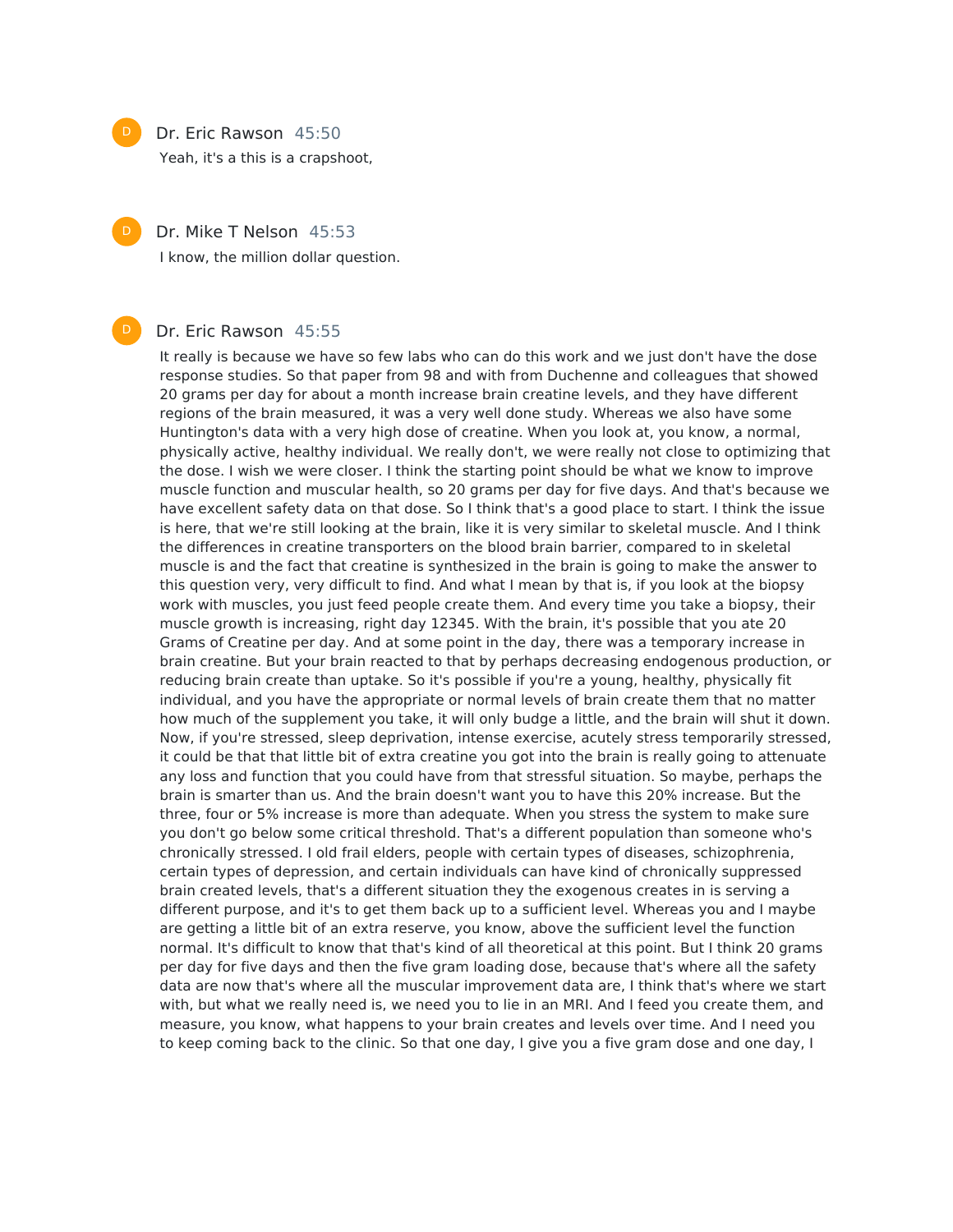Dr. Eric Rawson 45:50

Yeah, it's a this is a crapshoot,

Dr. Mike T Nelson 45:53

I know, the million dollar question.

Dr. Eric Rawson 45:55

It really is because we have so few labs who can do this work and we just don't have the dose response studies. So that paper from 98 and with from Duchenne and colleagues that showed 20 grams per day for about a month increase brain creatine levels, and they have different regions of the brain measured, it was a very well done study. Whereas we also have some Huntington's data with a very high dose of creatine. When you look at, you know, a normal, physically active, healthy individual. We really don't, we were really not close to optimizing that the dose. I wish we were closer. I think the starting point should be what we know to improve muscle function and muscular health, so 20 grams per day for five days. And that's because we have excellent safety data on that dose. So I think that's a good place to start. I think the issue is here, that we're still looking at the brain, like it is very similar to skeletal muscle. And I think the differences in creatine transporters on the blood brain barrier, compared to in skeletal muscle is and the fact that creatine is synthesized in the brain is going to make the answer to this question very, very difficult to find. And what I mean by that is, if you look at the biopsy work with muscles, you just feed people create them. And every time you take a biopsy, their muscle growth is increasing, right day 12345. With the brain, it's possible that you ate 20 Grams of Creatine per day. And at some point in the day, there was a temporary increase in brain creatine. But your brain reacted to that by perhaps decreasing endogenous production, or reducing brain create than uptake. So it's possible if you're a young, healthy, physically fit individual, and you have the appropriate or normal levels of brain create them that no matter how much of the supplement you take, it will only budge a little, and the brain will shut it down. Now, if you're stressed, sleep deprivation, intense exercise, acutely stress temporarily stressed, it could be that that little bit of extra creatine you got into the brain is really going to attenuate any loss and function that you could have from that stressful situation. So maybe, perhaps the brain is smarter than us. And the brain doesn't want you to have this 20% increase. But the three, four or 5% increase is more than adequate. When you stress the system to make sure you don't go below some critical threshold. That's a different population than someone who's chronically stressed. I old frail elders, people with certain types of diseases, schizophrenia, certain types of depression, and certain individuals can have kind of chronically suppressed brain created levels, that's a different situation they the exogenous creates in is serving a different purpose, and it's to get them back up to a sufficient level. Whereas you and I maybe are getting a little bit of an extra reserve, you know, above the sufficient level the function normal. It's difficult to know that that's kind of all theoretical at this point. But I think 20 grams per day for five days and then the five gram loading dose, because that's where all the safety data are now that's where all the muscular improvement data are, I think that's where we start with, but what we really need is, we need you to lie in an MRI. And I feed you create them, and measure, you know, what happens to your brain creates and levels over time. And I need you to keep coming back to the clinic. So that one day, I give you a five gram dose and one day, I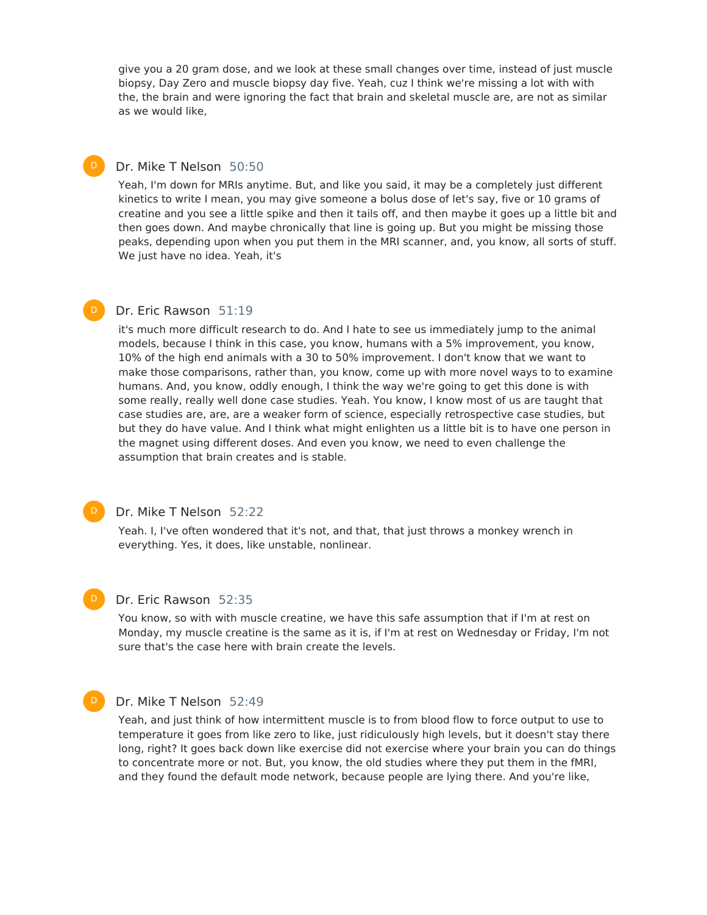give you a 20 gram dose, and we look at these small changes over time, instead of just muscle biopsy, Day Zero and muscle biopsy day five. Yeah, cuz I think we're missing a lot with with the, the brain and were ignoring the fact that brain and skeletal muscle are, are not as similar as we would like,

**Dr. Mike T Nelson** 50:50

Yeah, I'm down for MRIs anytime. But, and like you said, it may be a completely just different kinetics to write I mean, you may give someone a bolus dose of let's say, five or 10 grams of creatine and you see a little spike and then it tails off, and then maybe it goes up a little bit and then goes down. And maybe chronically that line is going up. But you might be missing those peaks, depending upon when you put them in the MRI scanner, and, you know, all sorts of stuff. We just have no idea. Yeah, it's

**Dr. Eric Rawson** 51:19

it's much more difficult research to do. And I hate to see us immediately jump to the animal models, because I think in this case, you know, humans with a 5% improvement, you know, 10% of the high end animals with a 30 to 50% improvement. I don't know that we want to make those comparisons, rather than, you know, come up with more novel ways to to examine humans. And, you know, oddly enough, I think the way we're going to get this done is with some really, really well done case studies. Yeah. You know, I know most of us are taught that case studies are, are, are a weaker form of science, especially retrospective case studies, but but they do have value. And I think what might enlighten us a little bit is to have one person in the magnet using different doses. And even you know, we need to even challenge the assumption that brain creates and is stable.

**Dr. Mike T Nelson** 52:22

Yeah. I, I've often wondered that it's not, and that, that just throws a monkey wrench in everything. Yes, it does, like unstable, nonlinear.

**Dr. Eric Rawson** 52:35

You know, so with with muscle creatine, we have this safe assumption that if I'm at rest on Monday, my muscle creatine is the same as it is, if I'm at rest on Wednesday or Friday, I'm not sure that's the case here with brain create the levels.

**Dr. Mike T Nelson** 52:49

Yeah, and just think of how intermittent muscle is to from blood flow to force output to use to temperature it goes from like zero to like, just ridiculously high levels, but it doesn't stay there long, right? It goes back down like exercise did not exercise where your brain you can do things to concentrate more or not. But, you know, the old studies where they put them in the fMRI, and they found the default mode network, because people are lying there. And you're like,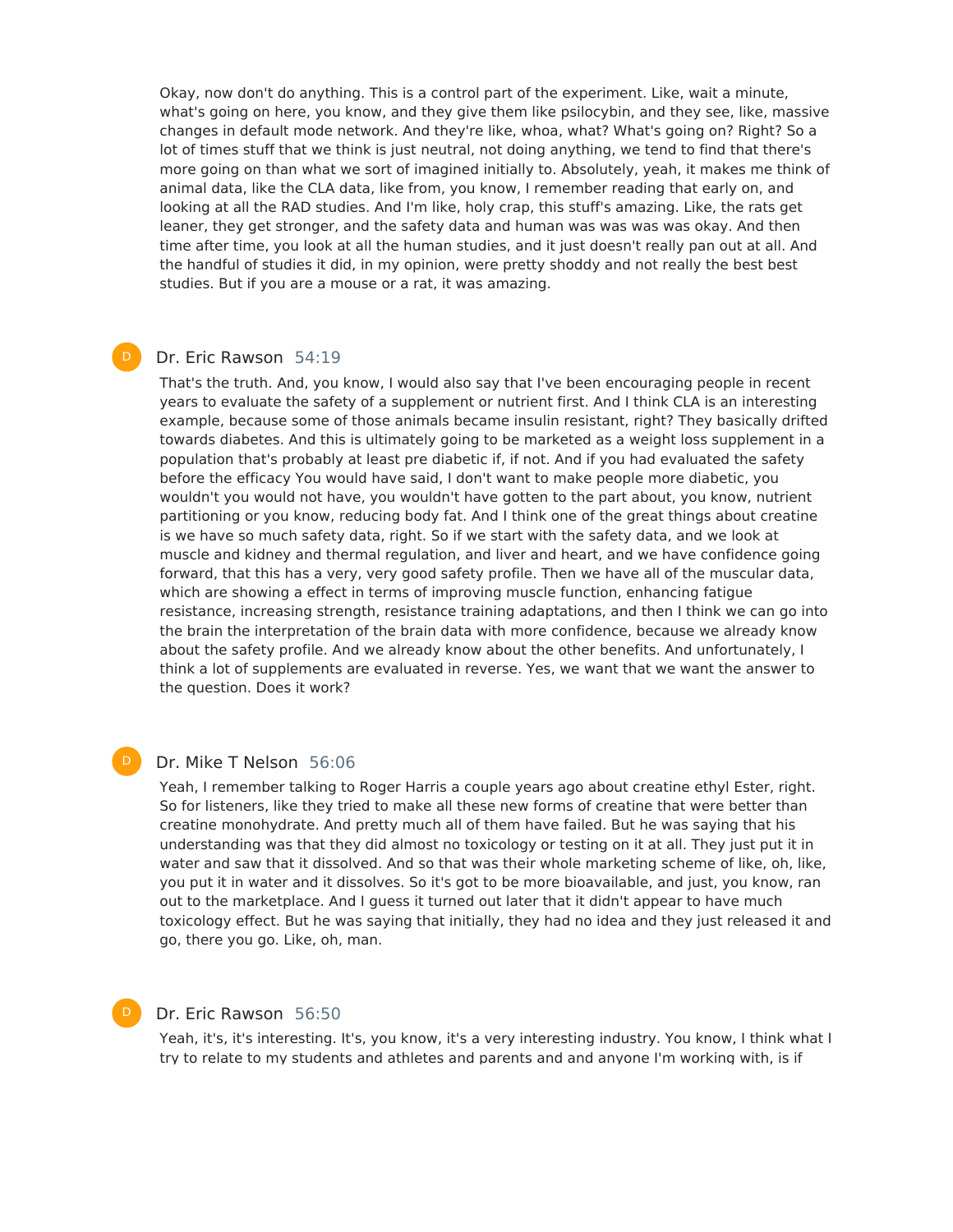Okay, now don't do anything. This is a control part of the experiment. Like, wait a minute, what's going on here, you know, and they give them like psilocybin, and they see, like, massive changes in default mode network. And they're like, whoa, what? What's going on? Right? So a lot of times stuff that we think is just neutral, not doing anything, we tend to find that there's more going on than what we sort of imagined initially to. Absolutely, yeah, it makes me think of animal data, like the CLA data, like from, you know, I remember reading that early on, and looking at all the RAD studies. And I'm like, holy crap, this stuff's amazing. Like, the rats get leaner, they get stronger, and the safety data and human was was was was okay. And then time after time, you look at all the human studies, and it just doesn't really pan out at all. And the handful of studies it did, in my opinion, were pretty shoddy and not really the best best studies. But if you are a mouse or a rat, it was amazing.

### Dr. Eric Rawson 54:19

That's the truth. And, you know, I would also say that I've been encouraging people in recent years to evaluate the safety of a supplement or nutrient first. And I think CLA is an interesting example, because some of those animals became insulin resistant, right? They basically drifted towards diabetes. And this is ultimately going to be marketed as a weight loss supplement in a population that's probably at least pre diabetic if, if not. And if you had evaluated the safety before the efficacy You would have said, I don't want to make people more diabetic, you wouldn't you would not have, you wouldn't have gotten to the part about, you know, nutrient partitioning or you know, reducing body fat. And I think one of the great things about creatine is we have so much safety data, right. So if we start with the safety data, and we look at muscle and kidney and thermal regulation, and liver and heart, and we have confidence going forward, that this has a very, very good safety profile. Then we have all of the muscular data, which are showing a effect in terms of improving muscle function, enhancing fatigue resistance, increasing strength, resistance training adaptations, and then I think we can go into the brain the interpretation of the brain data with more confidence, because we already know about the safety profile. And we already know about the other benefits. And unfortunately, I think a lot of supplements are evaluated in reverse. Yes, we want that we want the answer to the question. Does it work?

### Dr. Mike T Nelson 56:06

Yeah, I remember talking to Roger Harris a couple years ago about creatine ethyl Ester, right. So for listeners, like they tried to make all these new forms of creatine that were better than creatine monohydrate. And pretty much all of them have failed. But he was saying that his understanding was that they did almost no toxicology or testing on it at all. They just put it in water and saw that it dissolved. And so that was their whole marketing scheme of like, oh, like, you put it in water and it dissolves. So it's got to be more bioavailable, and just, you know, ran out to the marketplace. And I guess it turned out later that it didn't appear to have much toxicology effect. But he was saying that initially, they had no idea and they just released it and go, there you go. Like, oh, man.

### Dr. Eric Rawson 56:50

Yeah, it's, it's interesting. It's, you know, it's a very interesting industry. You know, I think what I try to relate to my students and athletes and parents and and anyone I'm working with, is if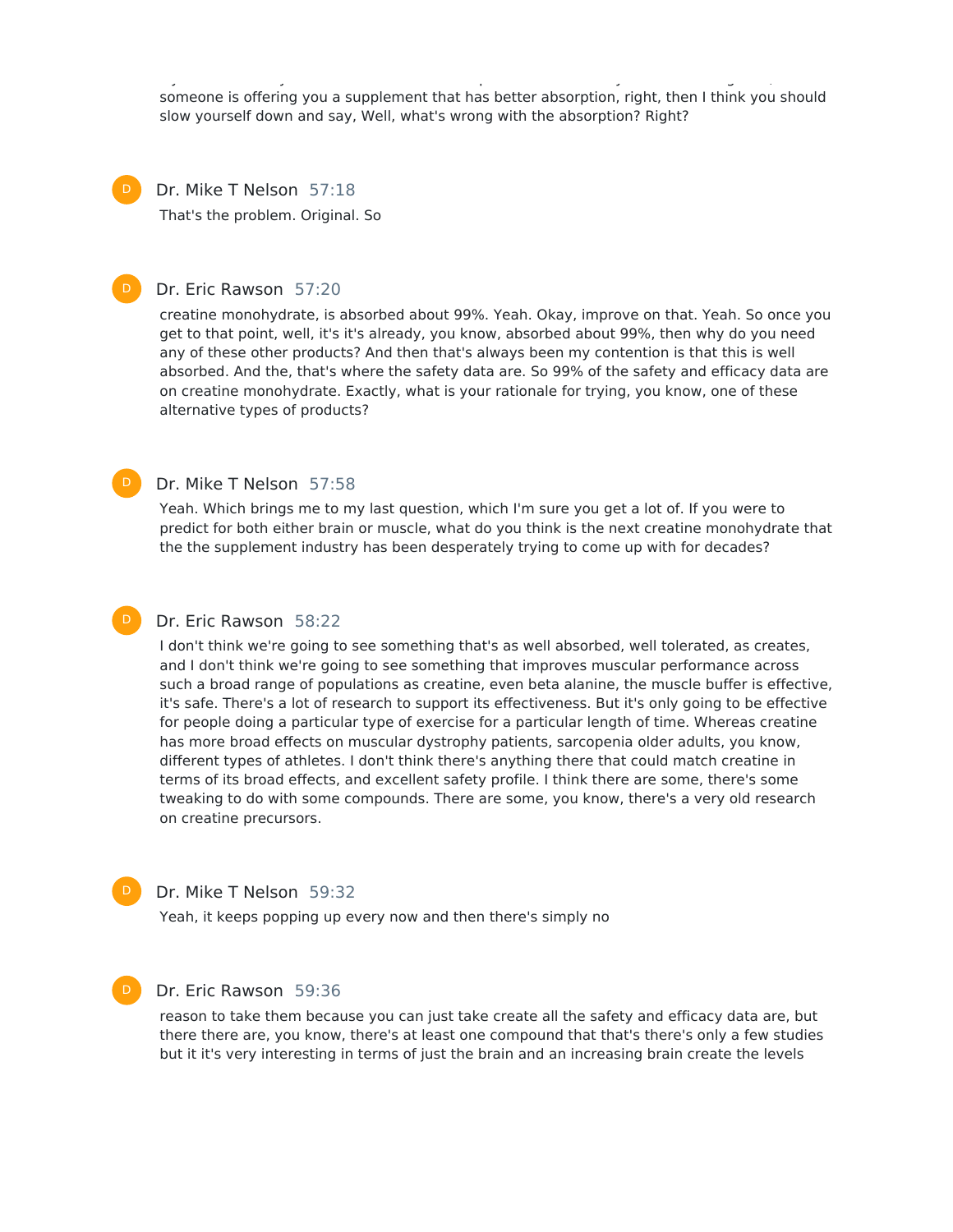someone is offering you a supplement that has better absorption, right, then I think you should slow yourself down and say, Well, what's wrong with the absorption? Right?

**Dr. Mike T Nelson** 57:18

That's the problem. Original. So

**Dr. Eric Rawson** 57:20

creatine monohydrate, is absorbed about 99%. Yeah. Okay, improve on that. Yeah. So once you get to that point, well, it's it's already, you know, absorbed about 99%, then why do you need any of these other products? And then that's always been my contention is that this is well absorbed. And the, that's where the safety data are. So 99% of the safety and efficacy data are on creatine monohydrate. Exactly, what is your rationale for trying, you know, one of these alternative types of products?

**Dr. Mike T Nelson** 57:58

Yeah. Which brings me to my last question, which I'm sure you get a lot of. If you were to predict for both either brain or muscle, what do you think is the next creatine monohydrate that the the supplement industry has been desperately trying to come up with for decades?

**Dr. Eric Rawson** 58:22

I don't think we're going to see something that's as well absorbed, well tolerated, as creates, and I don't think we're going to see something that improves muscular performance across such a broad range of populations as creatine, even beta alanine, the muscle buffer is effective, it's safe. There's a lot of research to support its effectiveness. But it's only going to be effective for people doing a particular type of exercise for a particular length of time. Whereas creatine has more broad effects on muscular dystrophy patients, sarcopenia older adults, you know, different types of athletes. I don't think there's anything there that could match creatine in terms of its broad effects, and excellent safety profile. I think there are some, there's some tweaking to do with some compounds. There are some, you know, there's a very old research on creatine precursors.

**Dr. Mike T Nelson** 59:32

Yeah, it keeps popping up every now and then there's simply no

**Dr. Eric Rawson** 59:36

reason to take them because you can just take create all the safety and efficacy data are, but there there are, you know, there's at least one compound that that's there's only a few studies but it it's very interesting in terms of just the brain and an increasing brain create the levels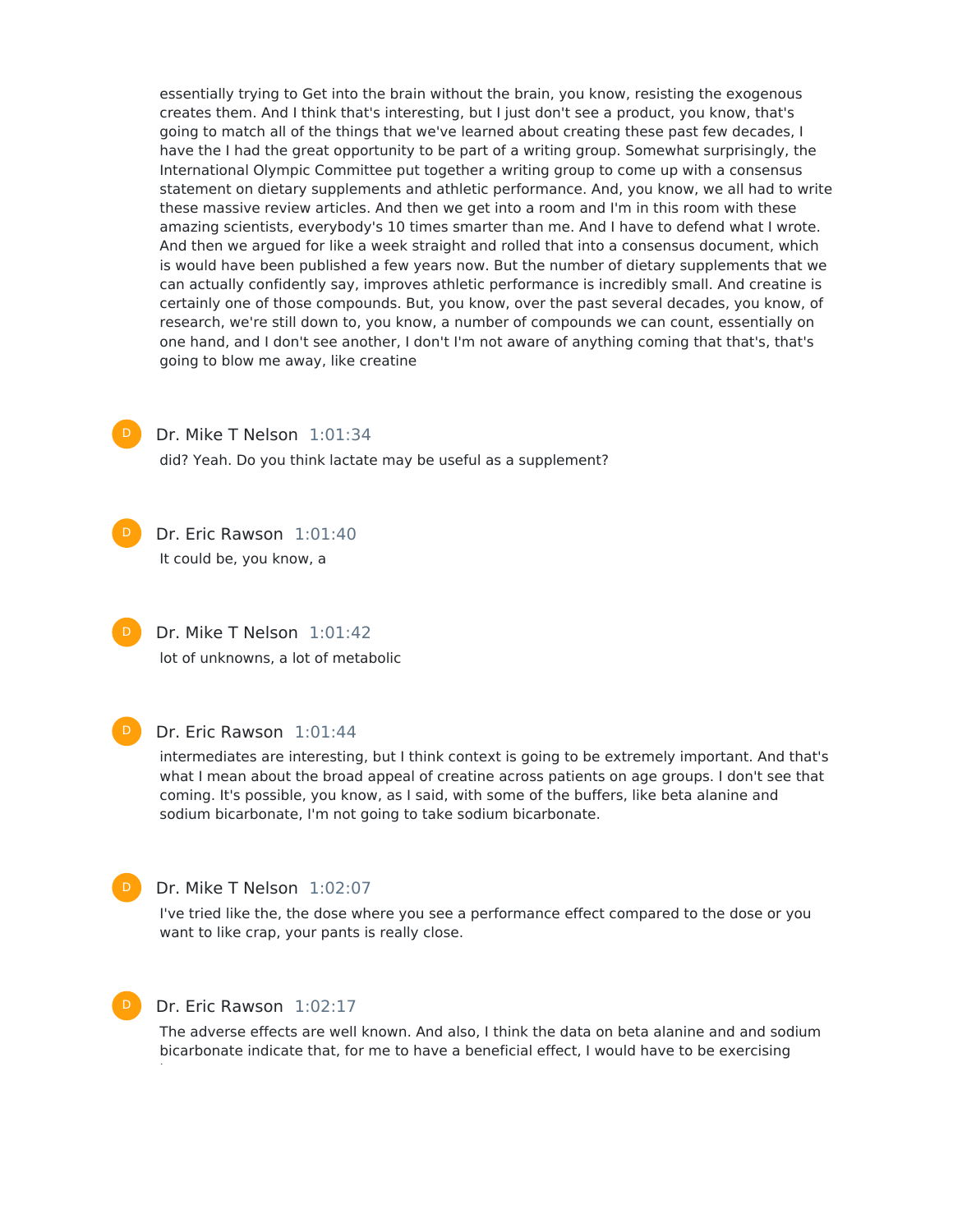essentially trying to Get into the brain without the brain, you know, resisting the exogenous creates them. And I think that's interesting, but I just don't see a product, you know, that's going to match all of the things that we've learned about creating these past few decades, I have the I had the great opportunity to be part of a writing group. Somewhat surprisingly, the International Olympic Committee put together a writing group to come up with a consensus statement on dietary supplements and athletic performance. And, you know, we all had to write these massive review articles. And then we get into a room and I'm in this room with these amazing scientists, everybody's 10 times smarter than me. And I have to defend what I wrote. And then we argued for like a week straight and rolled that into a consensus document, which is would have been published a few years now. But the number of dietary supplements that we can actually confidently say, improves athletic performance is incredibly small. And creatine is certainly one of those compounds. But, you know, over the past several decades, you know, of research, we're still down to, you know, a number of compounds we can count, essentially on one hand, and I don't see another, I don't I'm not aware of anything coming that that's, that's going to blow me away, like creatine

Dr. Mike T Nelson 1:01:34

did? Yeah. Do you think lactate may be useful as a supplement?

Dr. Eric Rawson 1:01:40

It could be, you know, a

Dr. Mike T Nelson 1:01:42

lot of unknowns, a lot of metabolic

Dr. Eric Rawson 1:01:44

intermediates are interesting, but I think context is going to be extremely important. And that's what I mean about the broad appeal of creatine across patients on age groups. I don't see that coming. It's possible, you know, as I said, with some of the buffers, like beta alanine and sodium bicarbonate, I'm not going to take sodium bicarbonate.

Dr. Mike T Nelson 1:02:07

I've tried like the, the dose where you see a performance effect compared to the dose or you want to like crap, your pants is really close.

Dr. Eric Rawson 1:02:17

The adverse effects are well known. And also, I think the data on beta alanine and and sodium bicarbonate indicate that, for me to have a beneficial effect, I would have to be exercising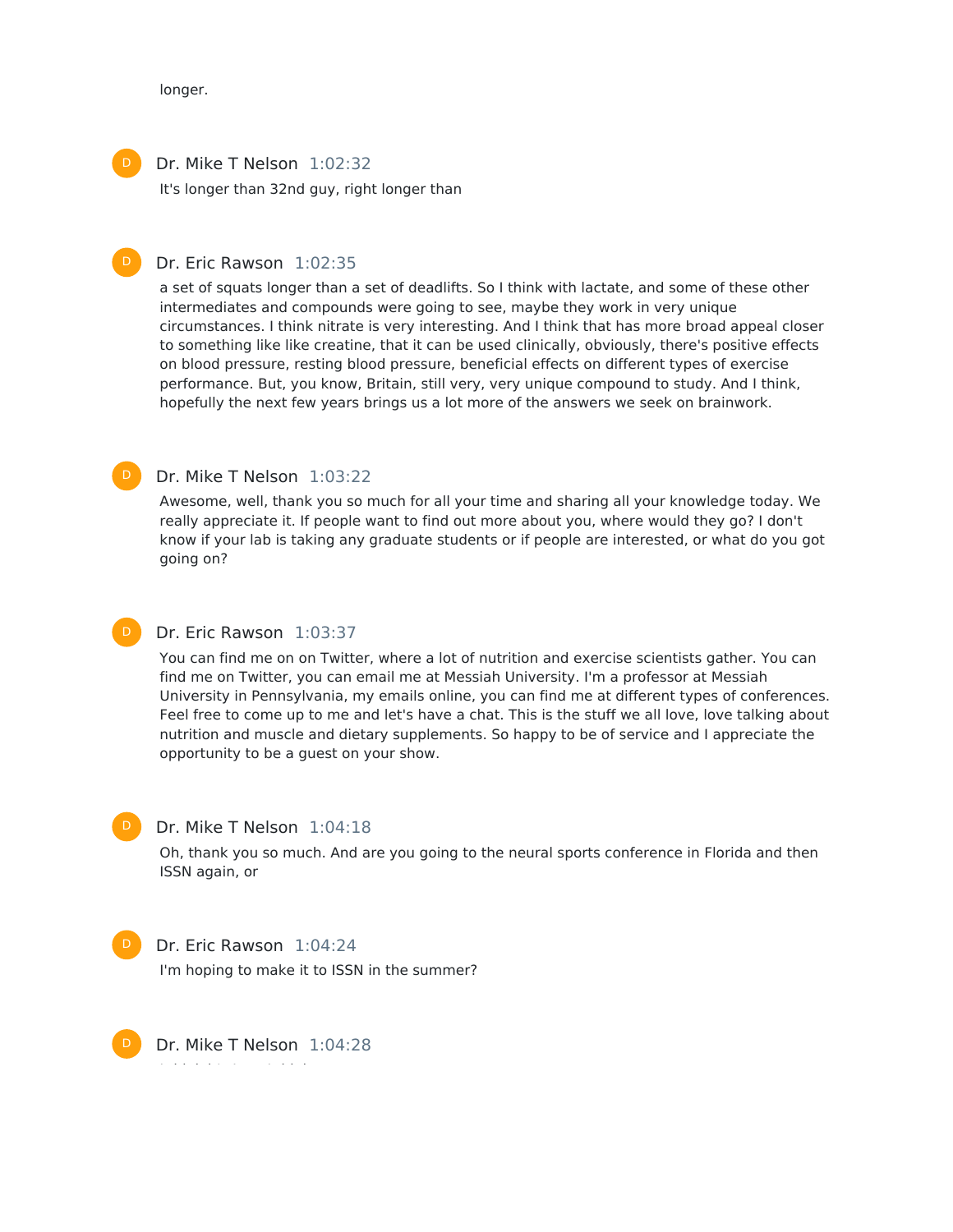longer.

Dr. Mike T Nelson 1:02:32

It's longer than 32nd guy, right longer than

Dr. Eric Rawson 1:02:35

a set of squats longer than a set of deadlifts. So I think with lactate, and some of these other intermediates and compounds were going to see, maybe they work in very unique circumstances. I think nitrate is very interesting. And I think that has more broad appeal closer to something like like creatine, that it can be used clinically, obviously, there's positive effects on blood pressure, resting blood pressure, beneficial effects on different types of exercise performance. But, you know, Britain, still very, very unique compound to study. And I think, hopefully the next few years brings us a lot more of the answers we seek on brainwork.

Dr. Mike T Nelson 1:03:22

Awesome, well, thank you so much for all your time and sharing all your knowledge today. We really appreciate it. If people want to find out more about you, where would they go? I don't know if your lab is taking any graduate students or if people are interested, or what do you got going on?

Dr. Eric Rawson 1:03:37

You can find me on on Twitter, where a lot of nutrition and exercise scientists gather. You can find me on Twitter, you can email me at Messiah University. I'm a professor at Messiah University in Pennsylvania, my emails online, you can find me at different types of conferences. Feel free to come up to me and let's have a chat. This is the stuff we all love, love talking about nutrition and muscle and dietary supplements. So happy to be of service and I appreciate the opportunity to be a guest on your show.

Dr. Mike T Nelson 1:04:18

Oh, thank you so much. And are you going to the neural sports conference in Florida and then ISSN again, or

Dr. Eric Rawson 1:04:24

I'm hoping to make it to ISSN in the summer?

Dr. Mike T Nelson 1:04:28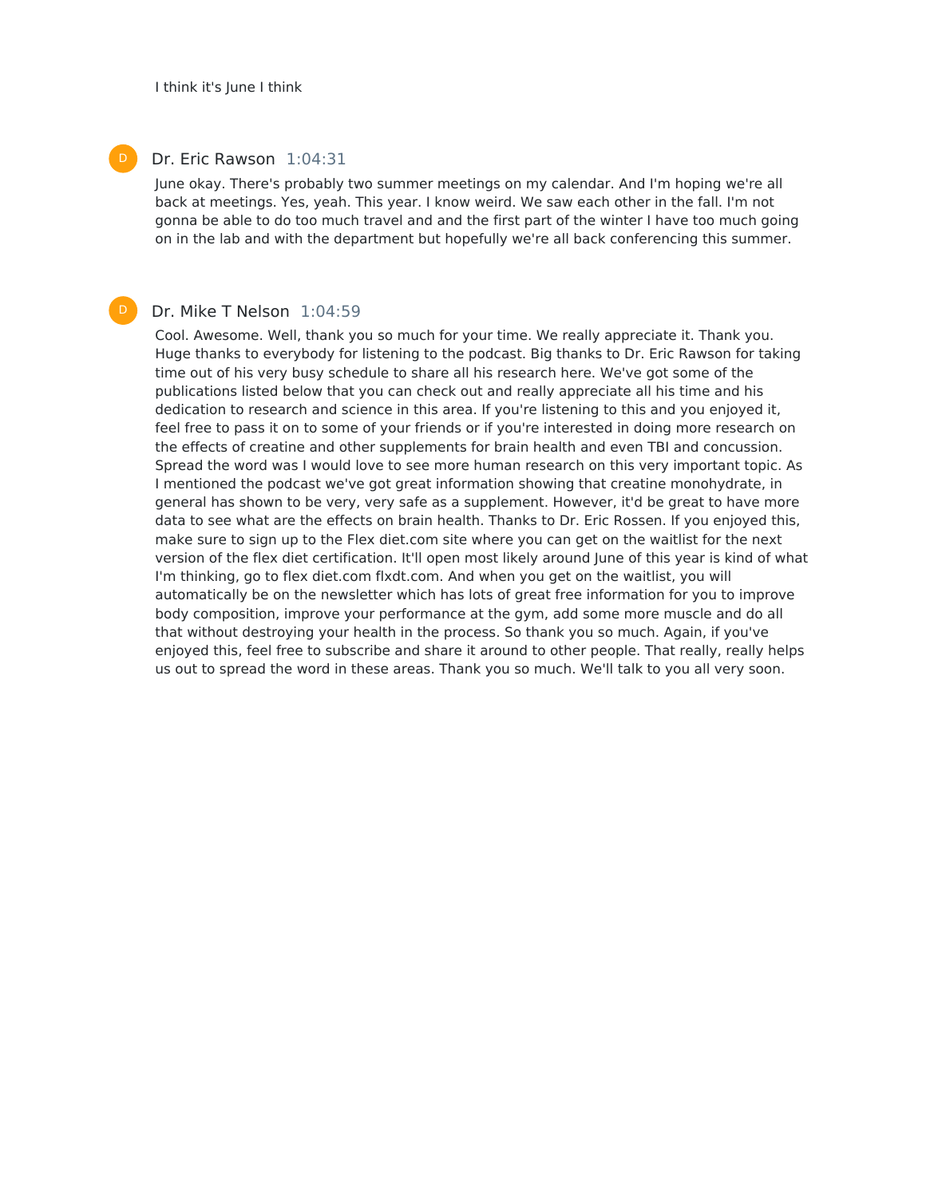I think it's June I think

D Dr. Eric Rawson 1:04:31

June okay. There's probably two summer meetings on my calendar. And I'm hoping we're all back at meetings. Yes, yeah. This year. I know weird. We saw each other in the fall. I'm not gonna be able to do too much travel and and the first part of the winter I have too much going on in the lab and with the department but hopefully we're all back conferencing this summer.

D Dr. Mike T Nelson 1:04:59

Cool. Awesome. Well, thank you so much for your time. We really appreciate it. Thank you. Huge thanks to everybody for listening to the podcast. Big thanks to Dr. Eric Rawson for taking time out of his very busy schedule to share all his research here. We've got some of the publications listed below that you can check out and really appreciate all his time and his dedication to research and science in this area. If you're listening to this and you enjoyed it, feel free to pass it on to some of your friends or if you're interested in doing more research on the effects of creatine and other supplements for brain health and even TBI and concussion. Spread the word was I would love to see more human research on this very important topic. As I mentioned the podcast we've got great information showing that creatine monohydrate, in general has shown to be very, very safe as a supplement. However, it'd be great to have more data to see what are the effects on brain health. Thanks to Dr. Eric Rossen. If you enjoyed this, make sure to sign up to the Flex diet.com site where you can get on the waitlist for the next version of the flex diet certification. It'll open most likely around June of this year is kind of what I'm thinking, go to flex diet.com flxdt.com. And when you get on the waitlist, you will automatically be on the newsletter which has lots of great free information for you to improve body composition, improve your performance at the gym, add some more muscle and do all that without destroying your health in the process. So thank you so much. Again, if you've enjoyed this, feel free to subscribe and share it around to other people. That really, really helps us out to spread the word in these areas. Thank you so much. We'll talk to you all very soon.